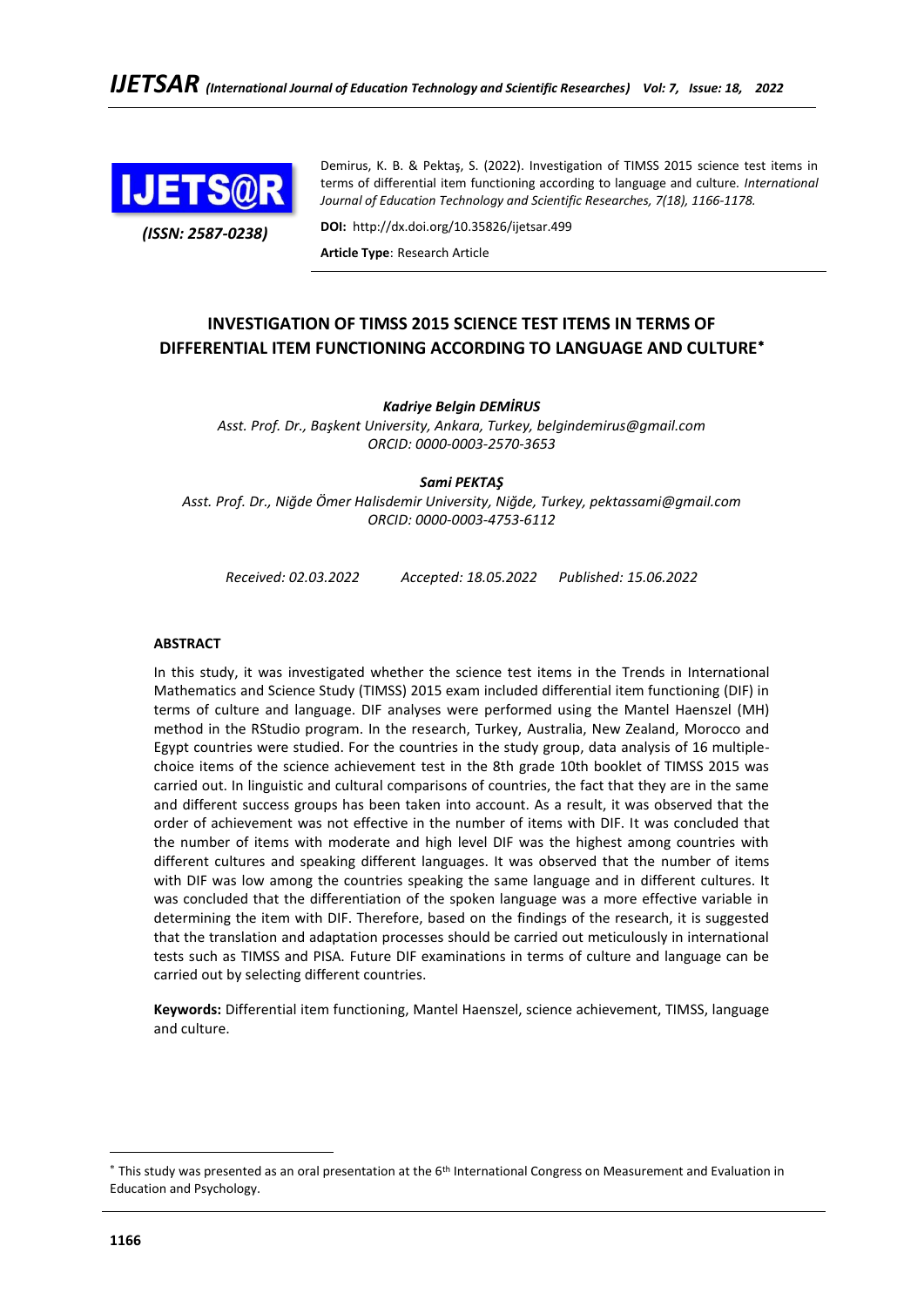Demirus, K. B. & Pektaş, S. (2022). Investigation of TIMSS 2015 science test items in terms of differential item functioning according to language and culture. *International Journal of Education Technology and Scientific Researches, 7(18), 1166-1178.*

**DOI:** http://dx.doi.org/10.35826/ijetsar.499

**Article Type**: Research Article

# INVESTIGATION OF TIMSS 2015 SCIENCE TEST ITEMS IN TERMS OF DIFFERENTIAL ITEM FUNCTIONING ACCORDING TO LANGUAGE AND CULTURE*

***Kadriye Belgin DEMİRUS***

*Asst. Prof. Dr., Başkent University, Ankara, Turkey, belgindemirus@gmail.com*
*ORCID: 0000-0003-2570-3653*

***Sami PEKTAŞ***

*Asst. Prof. Dr., Niğde Ömer Halisdemir University, Niğde, Turkey, pektassami@gmail.com*
*ORCID: 0000-0003-4753-6112*

*Received: 02.03.2022 Accepted: 18.05.2022 Published: 15.06.2022*

**ABSTRACT**

In this study, it was investigated whether the science test items in the Trends in International Mathematics and Science Study (TIMSS) 2015 exam included differential item functioning (DIF) in terms of culture and language. DIF analyses were performed using the Mantel Haenszel (MH) method in the RStudio program. In the research, Turkey, Australia, New Zealand, Morocco and Egypt countries were studied. For the countries in the study group, data analysis of 16 multiple-choice items of the science achievement test in the 8th grade 10th booklet of TIMSS 2015 was carried out. In linguistic and cultural comparisons of countries, the fact that they are in the same and different success groups has been taken into account. As a result, it was observed that the order of achievement was not effective in the number of items with DIF. It was concluded that the number of items with moderate and high level DIF was the highest among countries with different cultures and speaking different languages. It was observed that the number of items with DIF was low among the countries speaking the same language and in different cultures. It was concluded that the differentiation of the spoken language was a more effective variable in determining the item with DIF. Therefore, based on the findings of the research, it is suggested that the translation and adaptation processes should be carried out meticulously in international tests such as TIMSS and PISA. Future DIF examinations in terms of culture and language can be carried out by selecting different countries.

**Keywords:** Differential item functioning, Mantel Haenszel, science achievement, TIMSS, language and culture.

---

* This study was presented as an oral presentation at the 6th International Congress on Measurement and Evaluation in Education and Psychology.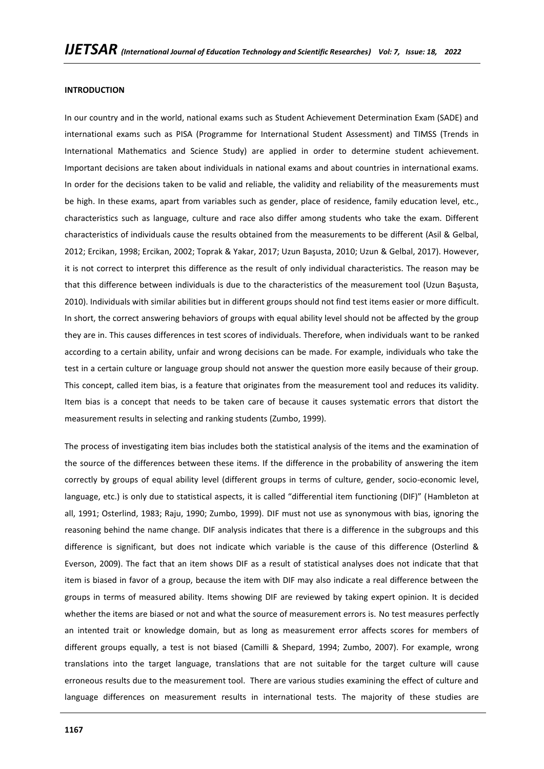**INTRODUCTION**

In our country and in the world, national exams such as Student Achievement Determination Exam (SADE) and international exams such as PISA (Programme for International Student Assessment) and TIMSS (Trends in International Mathematics and Science Study) are applied in order to determine student achievement. Important decisions are taken about individuals in national exams and about countries in international exams. In order for the decisions taken to be valid and reliable, the validity and reliability of the measurements must be high. In these exams, apart from variables such as gender, place of residence, family education level, etc., characteristics such as language, culture and race also differ among students who take the exam. Different characteristics of individuals cause the results obtained from the measurements to be different (Asil & Gelbal, 2012; Ercikan, 1998; Ercikan, 2002; Toprak & Yakar, 2017; Uzun Başusta, 2010; Uzun & Gelbal, 2017). However, it is not correct to interpret this difference as the result of only individual characteristics. The reason may be that this difference between individuals is due to the characteristics of the measurement tool (Uzun Başusta, 2010). Individuals with similar abilities but in different groups should not find test items easier or more difficult. In short, the correct answering behaviors of groups with equal ability level should not be affected by the group they are in. This causes differences in test scores of individuals. Therefore, when individuals want to be ranked according to a certain ability, unfair and wrong decisions can be made. For example, individuals who take the test in a certain culture or language group should not answer the question more easily because of their group. This concept, called item bias, is a feature that originates from the measurement tool and reduces its validity. Item bias is a concept that needs to be taken care of because it causes systematic errors that distort the measurement results in selecting and ranking students (Zumbo, 1999).

The process of investigating item bias includes both the statistical analysis of the items and the examination of the source of the differences between these items. If the difference in the probability of answering the item correctly by groups of equal ability level (different groups in terms of culture, gender, socio-economic level, language, etc.) is only due to statistical aspects, it is called "differential item functioning (DIF)" (Hambleton at all, 1991; Osterlind, 1983; Raju, 1990; Zumbo, 1999). DIF must not use as synonymous with bias, ignoring the reasoning behind the name change. DIF analysis indicates that there is a difference in the subgroups and this difference is significant, but does not indicate which variable is the cause of this difference (Osterlind & Everson, 2009). The fact that an item shows DIF as a result of statistical analyses does not indicate that that item is biased in favor of a group, because the item with DIF may also indicate a real difference between the groups in terms of measured ability. Items showing DIF are reviewed by taking expert opinion. It is decided whether the items are biased or not and what the source of measurement errors is. No test measures perfectly an intented trait or knowledge domain, but as long as measurement error affects scores for members of different groups equally, a test is not biased (Camilli & Shepard, 1994; Zumbo, 2007). For example, wrong translations into the target language, translations that are not suitable for the target culture will cause erroneous results due to the measurement tool. There are various studies examining the effect of culture and language differences on measurement results in international tests. The majority of these studies are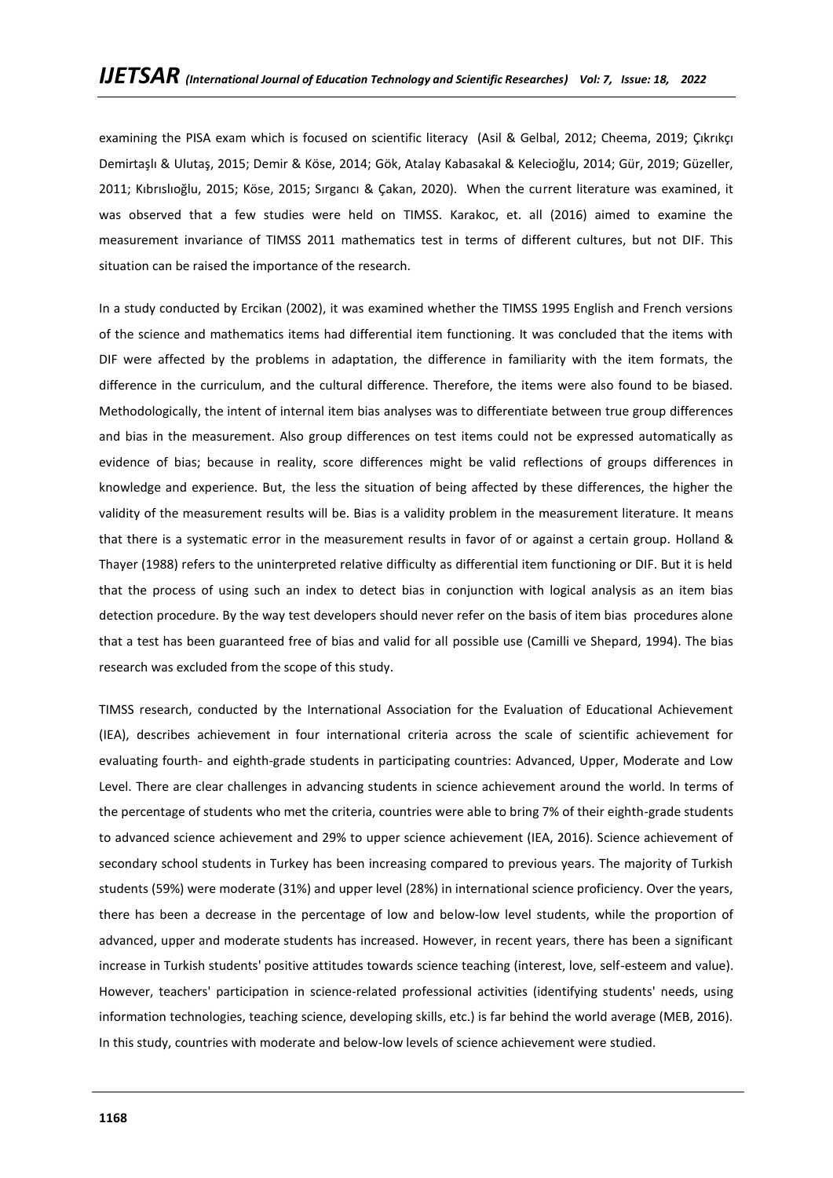examining the PISA exam which is focused on scientific literacy (Asil & Gelbal, 2012; Cheema, 2019; Çıkrıkçı Demirtaşlı & Ulutaş, 2015; Demir & Köse, 2014; Gök, Atalay Kabasakal & Kelecioğlu, 2014; Gür, 2019; Güzeller, 2011; Kıbrıslıoğlu, 2015; Köse, 2015; Sırgancı & Çakan, 2020). When the current literature was examined, it was observed that a few studies were held on TIMSS. Karakoc, et. all (2016) aimed to examine the measurement invariance of TIMSS 2011 mathematics test in terms of different cultures, but not DIF. This situation can be raised the importance of the research.

In a study conducted by Ercikan (2002), it was examined whether the TIMSS 1995 English and French versions of the science and mathematics items had differential item functioning. It was concluded that the items with DIF were affected by the problems in adaptation, the difference in familiarity with the item formats, the difference in the curriculum, and the cultural difference. Therefore, the items were also found to be biased. Methodologically, the intent of internal item bias analyses was to differentiate between true group differences and bias in the measurement. Also group differences on test items could not be expressed automatically as evidence of bias; because in reality, score differences might be valid reflections of groups differences in knowledge and experience. But, the less the situation of being affected by these differences, the higher the validity of the measurement results will be. Bias is a validity problem in the measurement literature. It means that there is a systematic error in the measurement results in favor of or against a certain group. Holland & Thayer (1988) refers to the uninterpreted relative difficulty as differential item functioning or DIF. But it is held that the process of using such an index to detect bias in conjunction with logical analysis as an item bias detection procedure. By the way test developers should never refer on the basis of item bias procedures alone that a test has been guaranteed free of bias and valid for all possible use (Camilli ve Shepard, 1994). The bias research was excluded from the scope of this study.

TIMSS research, conducted by the International Association for the Evaluation of Educational Achievement (IEA), describes achievement in four international criteria across the scale of scientific achievement for evaluating fourth- and eighth-grade students in participating countries: Advanced, Upper, Moderate and Low Level. There are clear challenges in advancing students in science achievement around the world. In terms of the percentage of students who met the criteria, countries were able to bring 7% of their eighth-grade students to advanced science achievement and 29% to upper science achievement (IEA, 2016). Science achievement of secondary school students in Turkey has been increasing compared to previous years. The majority of Turkish students (59%) were moderate (31%) and upper level (28%) in international science proficiency. Over the years, there has been a decrease in the percentage of low and below-low level students, while the proportion of advanced, upper and moderate students has increased. However, in recent years, there has been a significant increase in Turkish students' positive attitudes towards science teaching (interest, love, self-esteem and value). However, teachers' participation in science-related professional activities (identifying students' needs, using information technologies, teaching science, developing skills, etc.) is far behind the world average (MEB, 2016). In this study, countries with moderate and below-low levels of science achievement were studied.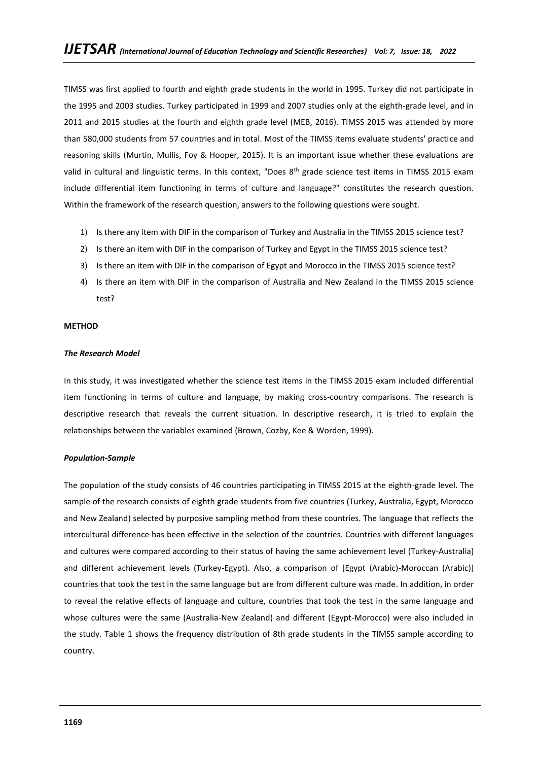TIMSS was first applied to fourth and eighth grade students in the world in 1995. Turkey did not participate in the 1995 and 2003 studies. Turkey participated in 1999 and 2007 studies only at the eighth-grade level, and in 2011 and 2015 studies at the fourth and eighth grade level (MEB, 2016). TIMSS 2015 was attended by more than 580,000 students from 57 countries and in total. Most of the TIMSS items evaluate students' practice and reasoning skills (Murtin, Mullis, Foy & Hooper, 2015). It is an important issue whether these evaluations are valid in cultural and linguistic terms. In this context, "Does 8th grade science test items in TIMSS 2015 exam include differential item functioning in terms of culture and language?" constitutes the research question. Within the framework of the research question, answers to the following questions were sought.

1) Is there any item with DIF in the comparison of Turkey and Australia in the TIMSS 2015 science test?
2) Is there an item with DIF in the comparison of Turkey and Egypt in the TIMSS 2015 science test?
3) Is there an item with DIF in the comparison of Egypt and Morocco in the TIMSS 2015 science test?
4) Is there an item with DIF in the comparison of Australia and New Zealand in the TIMSS 2015 science test?

**METHOD**

***The Research Model***

In this study, it was investigated whether the science test items in the TIMSS 2015 exam included differential item functioning in terms of culture and language, by making cross-country comparisons. The research is descriptive research that reveals the current situation. In descriptive research, it is tried to explain the relationships between the variables examined (Brown, Cozby, Kee & Worden, 1999).

***Population-Sample***

The population of the study consists of 46 countries participating in TIMSS 2015 at the eighth-grade level. The sample of the research consists of eighth grade students from five countries (Turkey, Australia, Egypt, Morocco and New Zealand) selected by purposive sampling method from these countries. The language that reflects the intercultural difference has been effective in the selection of the countries. Countries with different languages and cultures were compared according to their status of having the same achievement level (Turkey-Australia) and different achievement levels (Turkey-Egypt). Also, a comparison of [Egypt (Arabic)-Moroccan (Arabic)] countries that took the test in the same language but are from different culture was made. In addition, in order to reveal the relative effects of language and culture, countries that took the test in the same language and whose cultures were the same (Australia-New Zealand) and different (Egypt-Morocco) were also included in the study. Table 1 shows the frequency distribution of 8th grade students in the TIMSS sample according to country.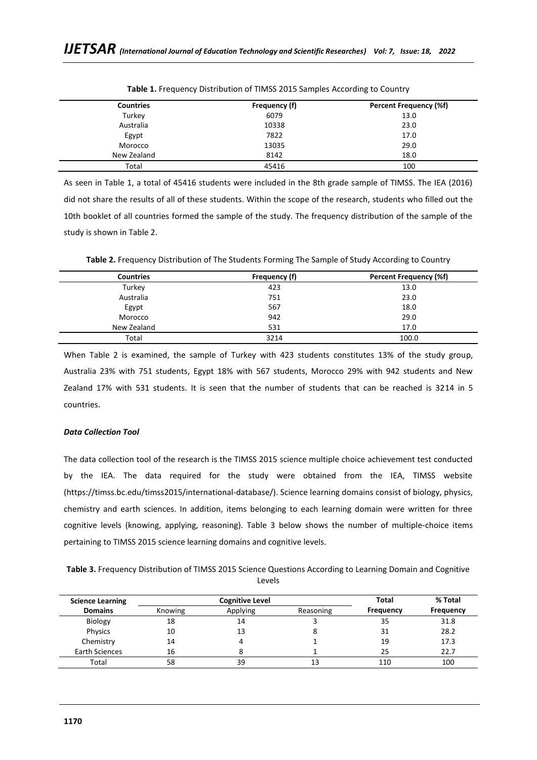**Table 1.** Frequency Distribution of TIMSS 2015 Samples According to Country

| Countries | Frequency (f) | Percent Frequency (%f) |
|---|---|---|
| Turkey | 6079 | 13.0 |
| Australia | 10338 | 23.0 |
| Egypt | 7822 | 17.0 |
| Morocco | 13035 | 29.0 |
| New Zealand | 8142 | 18.0 |
| Total | 45416 | 100 |

As seen in Table 1, a total of 45416 students were included in the 8th grade sample of TIMSS. The IEA (2016) did not share the results of all of these students. Within the scope of the research, students who filled out the 10th booklet of all countries formed the sample of the study. The frequency distribution of the sample of the study is shown in Table 2.

**Table 2.** Frequency Distribution of The Students Forming The Sample of Study According to Country

| Countries | Frequency (f) | Percent Frequency (%f) |
|---|---|---|
| Turkey | 423 | 13.0 |
| Australia | 751 | 23.0 |
| Egypt | 567 | 18.0 |
| Morocco | 942 | 29.0 |
| New Zealand | 531 | 17.0 |
| Total | 3214 | 100.0 |

When Table 2 is examined, the sample of Turkey with 423 students constitutes 13% of the study group, Australia 23% with 751 students, Egypt 18% with 567 students, Morocco 29% with 942 students and New Zealand 17% with 531 students. It is seen that the number of students that can be reached is 3214 in 5 countries.

***Data Collection Tool***

The data collection tool of the research is the TIMSS 2015 science multiple choice achievement test conducted by the IEA. The data required for the study were obtained from the IEA, TIMSS website (https://timss.bc.edu/timss2015/international-database/). Science learning domains consist of biology, physics, chemistry and earth sciences. In addition, items belonging to each learning domain were written for three cognitive levels (knowing, applying, reasoning). Table 3 below shows the number of multiple-choice items pertaining to TIMSS 2015 science learning domains and cognitive levels.

**Table 3.** Frequency Distribution of TIMSS 2015 Science Questions According to Learning Domain and Cognitive Levels

| Science Learning Domains | Cognitive Level | | | Total Frequency | % Total Frequency |
|---|---|---|---|---|---|
| | Knowing | Applying | Reasoning | | |
| Biology | 18 | 14 | 3 | 35 | 31.8 |
| Physics | 10 | 13 | 8 | 31 | 28.2 |
| Chemistry | 14 | 4 | 1 | 19 | 17.3 |
| Earth Sciences | 16 | 8 | 1 | 25 | 22.7 |
| Total | 58 | 39 | 13 | 110 | 100 |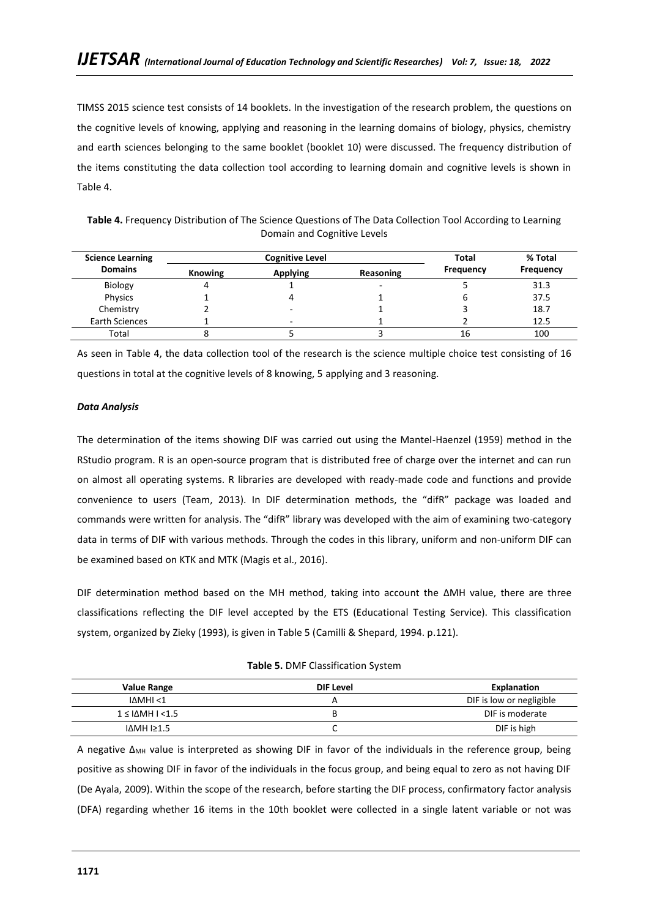TIMSS 2015 science test consists of 14 booklets. In the investigation of the research problem, the questions on the cognitive levels of knowing, applying and reasoning in the learning domains of biology, physics, chemistry and earth sciences belonging to the same booklet (booklet 10) were discussed. The frequency distribution of the items constituting the data collection tool according to learning domain and cognitive levels is shown in Table 4.

**Table 4.** Frequency Distribution of The Science Questions of The Data Collection Tool According to Learning Domain and Cognitive Levels

| Science Learning Domains | Cognitive Level | | | Total Frequency | % Total Frequency |
|---|---|---|---|---|---|
| | Knowing | Applying | Reasoning | | |
| Biology | 4 | 1 | - | 5 | 31.3 |
| Physics | 1 | 4 | 1 | 6 | 37.5 |
| Chemistry | 2 | - | 1 | 3 | 18.7 |
| Earth Sciences | 1 | - | 1 | 2 | 12.5 |
| Total | 8 | 5 | 3 | 16 | 100 |

As seen in Table 4, the data collection tool of the research is the science multiple choice test consisting of 16 questions in total at the cognitive levels of 8 knowing, 5 applying and 3 reasoning.

***Data Analysis***

The determination of the items showing DIF was carried out using the Mantel-Haenzel (1959) method in the RStudio program. R is an open-source program that is distributed free of charge over the internet and can run on almost all operating systems. R libraries are developed with ready-made code and functions and provide convenience to users (Team, 2013). In DIF determination methods, the "difR" package was loaded and commands were written for analysis. The "difR" library was developed with the aim of examining two-category data in terms of DIF with various methods. Through the codes in this library, uniform and non-uniform DIF can be examined based on KTK and MTK (Magis et al., 2016).

DIF determination method based on the MH method, taking into account the ΔMH value, there are three classifications reflecting the DIF level accepted by the ETS (Educational Testing Service). This classification system, organized by Zieky (1993), is given in Table 5 (Camilli & Shepard, 1994. p.121).

**Table 5.** DMF Classification System

| Value Range | DIF Level | Explanation |
|---|---|---|
| $|\Delta MH| < 1$ | A | DIF is low or negligible |
| $1 \leq |\Delta MH| < 1.5$ | B | DIF is moderate |
| $|\Delta MH| \geq 1.5$ | C | DIF is high |

A negative $\Delta_{MH}$ value is interpreted as showing DIF in favor of the individuals in the reference group, being positive as showing DIF in favor of the individuals in the focus group, and being equal to zero as not having DIF (De Ayala, 2009). Within the scope of the research, before starting the DIF process, confirmatory factor analysis (DFA) regarding whether 16 items in the 10th booklet were collected in a single latent variable or not was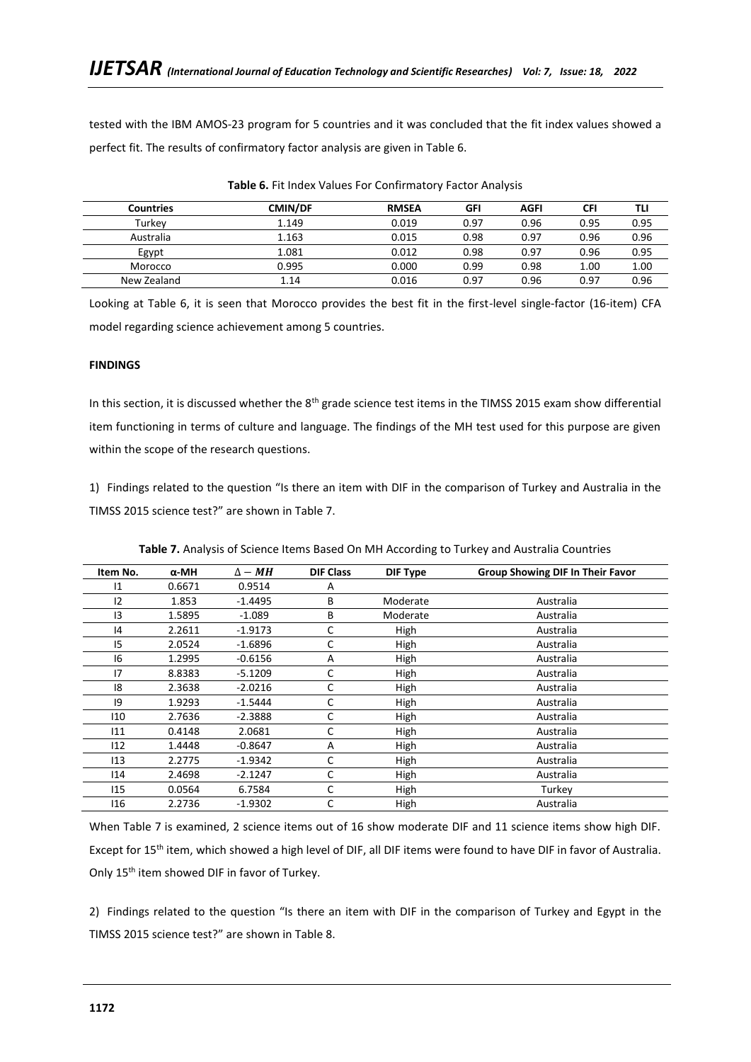tested with the IBM AMOS-23 program for 5 countries and it was concluded that the fit index values showed a perfect fit. The results of confirmatory factor analysis are given in Table 6.

**Table 6.** Fit Index Values For Confirmatory Factor Analysis

| Countries | CMIN/DF | RMSEA | GFI | AGFI | CFI | TLI |
|---|---|---|---|---|---|---|
| Turkey | 1.149 | 0.019 | 0.97 | 0.96 | 0.95 | 0.95 |
| Australia | 1.163 | 0.015 | 0.98 | 0.97 | 0.96 | 0.96 |
| Egypt | 1.081 | 0.012 | 0.98 | 0.97 | 0.96 | 0.95 |
| Morocco | 0.995 | 0.000 | 0.99 | 0.98 | 1.00 | 1.00 |
| New Zealand | 1.14 | 0.016 | 0.97 | 0.96 | 0.97 | 0.96 |

Looking at Table 6, it is seen that Morocco provides the best fit in the first-level single-factor (16-item) CFA model regarding science achievement among 5 countries.

**FINDINGS**

In this section, it is discussed whether the 8th grade science test items in the TIMSS 2015 exam show differential item functioning in terms of culture and language. The findings of the MH test used for this purpose are given within the scope of the research questions.

1) Findings related to the question "Is there an item with DIF in the comparison of Turkey and Australia in the TIMSS 2015 science test?" are shown in Table 7.

**Table 7.** Analysis of Science Items Based On MH According to Turkey and Australia Countries

| Item No. | α-MH | $\Delta - MH$ | DIF Class | DIF Type | Group Showing DIF In Their Favor |
|---|---|---|---|---|---|
| I1 | 0.6671 | 0.9514 | A | | |
| I2 | 1.853 | -1.4495 | B | Moderate | Australia |
| I3 | 1.5895 | -1.089 | B | Moderate | Australia |
| I4 | 2.2611 | -1.9173 | C | High | Australia |
| I5 | 2.0524 | -1.6896 | C | High | Australia |
| I6 | 1.2995 | -0.6156 | A | High | Australia |
| I7 | 8.8383 | -5.1209 | C | High | Australia |
| I8 | 2.3638 | -2.0216 | C | High | Australia |
| I9 | 1.9293 | -1.5444 | C | High | Australia |
| I10 | 2.7636 | -2.3888 | C | High | Australia |
| I11 | 0.4148 | 2.0681 | C | High | Australia |
| I12 | 1.4448 | -0.8647 | A | High | Australia |
| I13 | 2.2775 | -1.9342 | C | High | Australia |
| I14 | 2.4698 | -2.1247 | C | High | Australia |
| I15 | 0.0564 | 6.7584 | C | High | Turkey |
| I16 | 2.2736 | -1.9302 | C | High | Australia |

When Table 7 is examined, 2 science items out of 16 show moderate DIF and 11 science items show high DIF. Except for 15th item, which showed a high level of DIF, all DIF items were found to have DIF in favor of Australia. Only 15th item showed DIF in favor of Turkey.

2) Findings related to the question "Is there an item with DIF in the comparison of Turkey and Egypt in the TIMSS 2015 science test?" are shown in Table 8.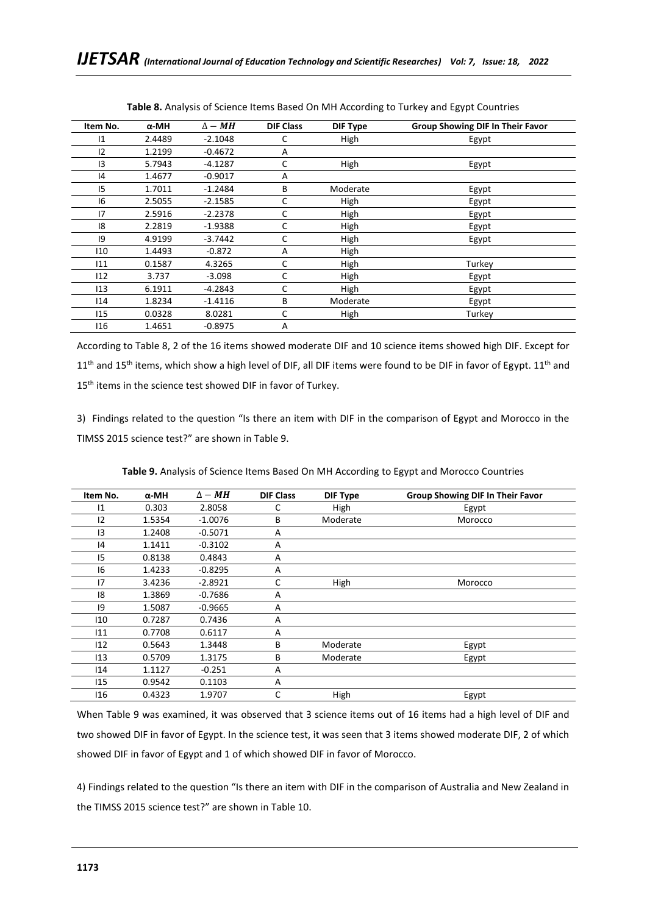**Table 8.** Analysis of Science Items Based On MH According to Turkey and Egypt Countries

| Item No. | α-MH | $\Delta - MH$ | DIF Class | DIF Type | Group Showing DIF In Their Favor |
|---|---|---|---|---|---|
| I1 | 2.4489 | -2.1048 | C | High | Egypt |
| I2 | 1.2199 | -0.4672 | A | | |
| I3 | 5.7943 | -4.1287 | C | High | Egypt |
| I4 | 1.4677 | -0.9017 | A | | |
| I5 | 1.7011 | -1.2484 | B | Moderate | Egypt |
| I6 | 2.5055 | -2.1585 | C | High | Egypt |
| I7 | 2.5916 | -2.2378 | C | High | Egypt |
| I8 | 2.2819 | -1.9388 | C | High | Egypt |
| I9 | 4.9199 | -3.7442 | C | High | Egypt |
| I10 | 1.4493 | -0.872 | A | High | |
| I11 | 0.1587 | 4.3265 | C | High | Turkey |
| I12 | 3.737 | -3.098 | C | High | Egypt |
| I13 | 6.1911 | -4.2843 | C | High | Egypt |
| I14 | 1.8234 | -1.4116 | B | Moderate | Egypt |
| I15 | 0.0328 | 8.0281 | C | High | Turkey |
| I16 | 1.4651 | -0.8975 | A | | |

According to Table 8, 2 of the 16 items showed moderate DIF and 10 science items showed high DIF. Except for 11th and 15th items, which show a high level of DIF, all DIF items were found to be DIF in favor of Egypt. 11th and 15th items in the science test showed DIF in favor of Turkey.

3) Findings related to the question "Is there an item with DIF in the comparison of Egypt and Morocco in the TIMSS 2015 science test?" are shown in Table 9.

**Table 9.** Analysis of Science Items Based On MH According to Egypt and Morocco Countries

| Item No. | α-MH | $\Delta - MH$ | DIF Class | DIF Type | Group Showing DIF In Their Favor |
|---|---|---|---|---|---|
| I1 | 0.303 | 2.8058 | C | High | Egypt |
| I2 | 1.5354 | -1.0076 | B | Moderate | Morocco |
| I3 | 1.2408 | -0.5071 | A | | |
| I4 | 1.1411 | -0.3102 | A | | |
| I5 | 0.8138 | 0.4843 | A | | |
| I6 | 1.4233 | -0.8295 | A | | |
| I7 | 3.4236 | -2.8921 | C | High | Morocco |
| I8 | 1.3869 | -0.7686 | A | | |
| I9 | 1.5087 | -0.9665 | A | | |
| I10 | 0.7287 | 0.7436 | A | | |
| I11 | 0.7708 | 0.6117 | A | | |
| I12 | 0.5643 | 1.3448 | B | Moderate | Egypt |
| I13 | 0.5709 | 1.3175 | B | Moderate | Egypt |
| I14 | 1.1127 | -0.251 | A | | |
| I15 | 0.9542 | 0.1103 | A | | |
| I16 | 0.4323 | 1.9707 | C | High | Egypt |

When Table 9 was examined, it was observed that 3 science items out of 16 items had a high level of DIF and two showed DIF in favor of Egypt. In the science test, it was seen that 3 items showed moderate DIF, 2 of which showed DIF in favor of Egypt and 1 of which showed DIF in favor of Morocco.

4) Findings related to the question "Is there an item with DIF in the comparison of Australia and New Zealand in the TIMSS 2015 science test?" are shown in Table 10.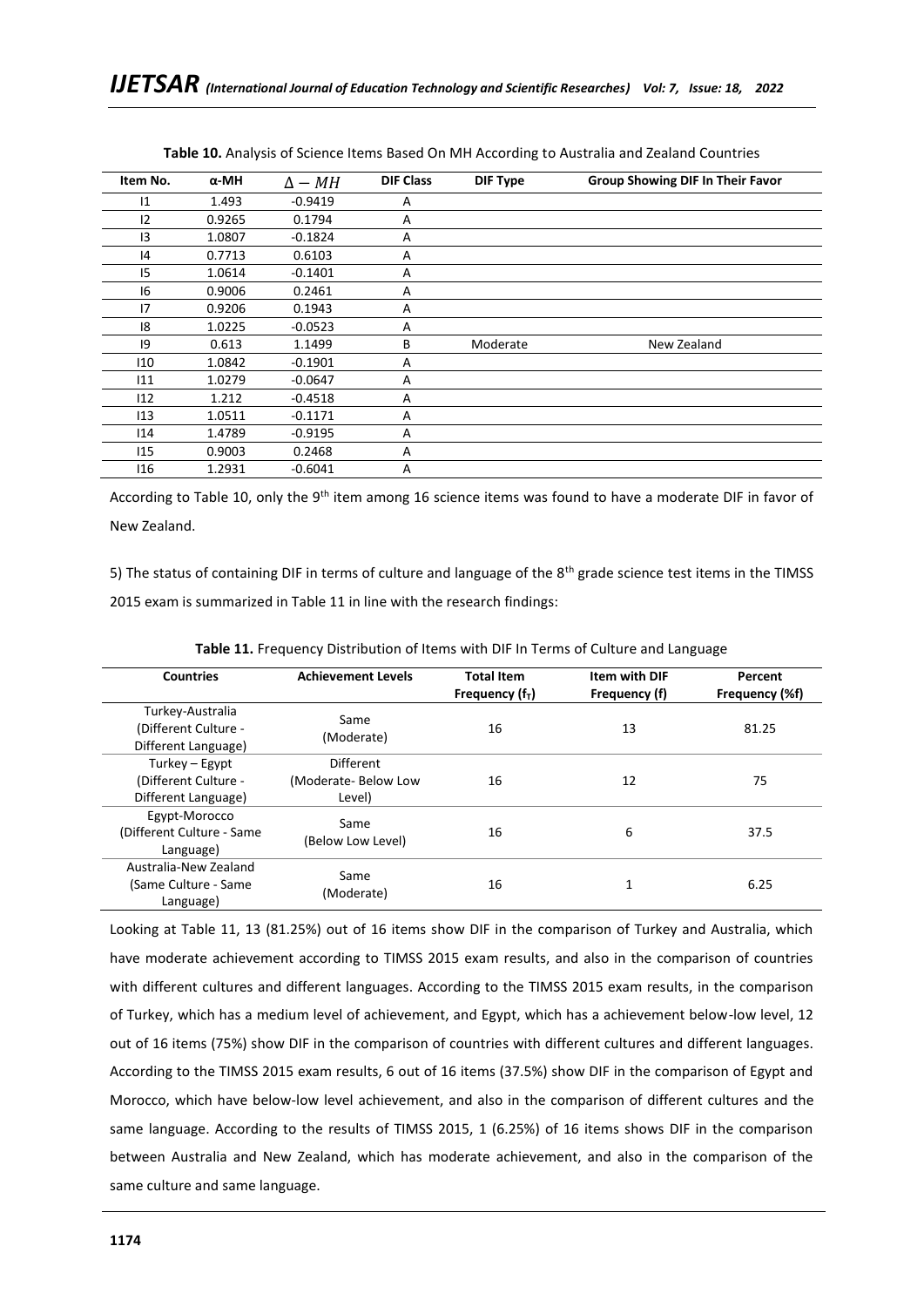**Table 10.** Analysis of Science Items Based On MH According to Australia and Zealand Countries

| Item No. | α-MH | $\Delta - MH$ | DIF Class | DIF Type | Group Showing DIF In Their Favor |
|---|---|---|---|---|---|
| I1 | 1.493 | -0.9419 | A | | |
| I2 | 0.9265 | 0.1794 | A | | |
| I3 | 1.0807 | -0.1824 | A | | |
| I4 | 0.7713 | 0.6103 | A | | |
| I5 | 1.0614 | -0.1401 | A | | |
| I6 | 0.9006 | 0.2461 | A | | |
| I7 | 0.9206 | 0.1943 | A | | |
| I8 | 1.0225 | -0.0523 | A | | |
| I9 | 0.613 | 1.1499 | B | Moderate | New Zealand |
| I10 | 1.0842 | -0.1901 | A | | |
| I11 | 1.0279 | -0.0647 | A | | |
| I12 | 1.212 | -0.4518 | A | | |
| I13 | 1.0511 | -0.1171 | A | | |
| I14 | 1.4789 | -0.9195 | A | | |
| I15 | 0.9003 | 0.2468 | A | | |
| I16 | 1.2931 | -0.6041 | A | | |

According to Table 10, only the 9th item among 16 science items was found to have a moderate DIF in favor of New Zealand.

5) The status of containing DIF in terms of culture and language of the 8th grade science test items in the TIMSS 2015 exam is summarized in Table 11 in line with the research findings:

**Table 11.** Frequency Distribution of Items with DIF In Terms of Culture and Language

| Countries | Achievement Levels | Total Item Frequency ($f_T$) | Item with DIF Frequency (f) | Percent Frequency (%f) |
|---|---|---|---|---|
| Turkey-Australia (Different Culture - Different Language) | Same (Moderate) | 16 | 13 | 81.25 |
| Turkey – Egypt (Different Culture - Different Language) | Different (Moderate- Below Low Level) | 16 | 12 | 75 |
| Egypt-Morocco (Different Culture - Same Language) | Same (Below Low Level) | 16 | 6 | 37.5 |
| Australia-New Zealand (Same Culture - Same Language) | Same (Moderate) | 16 | 1 | 6.25 |

Looking at Table 11, 13 (81.25%) out of 16 items show DIF in the comparison of Turkey and Australia, which have moderate achievement according to TIMSS 2015 exam results, and also in the comparison of countries with different cultures and different languages. According to the TIMSS 2015 exam results, in the comparison of Turkey, which has a medium level of achievement, and Egypt, which has a achievement below-low level, 12 out of 16 items (75%) show DIF in the comparison of countries with different cultures and different languages. According to the TIMSS 2015 exam results, 6 out of 16 items (37.5%) show DIF in the comparison of Egypt and Morocco, which have below-low level achievement, and also in the comparison of different cultures and the same language. According to the results of TIMSS 2015, 1 (6.25%) of 16 items shows DIF in the comparison between Australia and New Zealand, which has moderate achievement, and also in the comparison of the same culture and same language.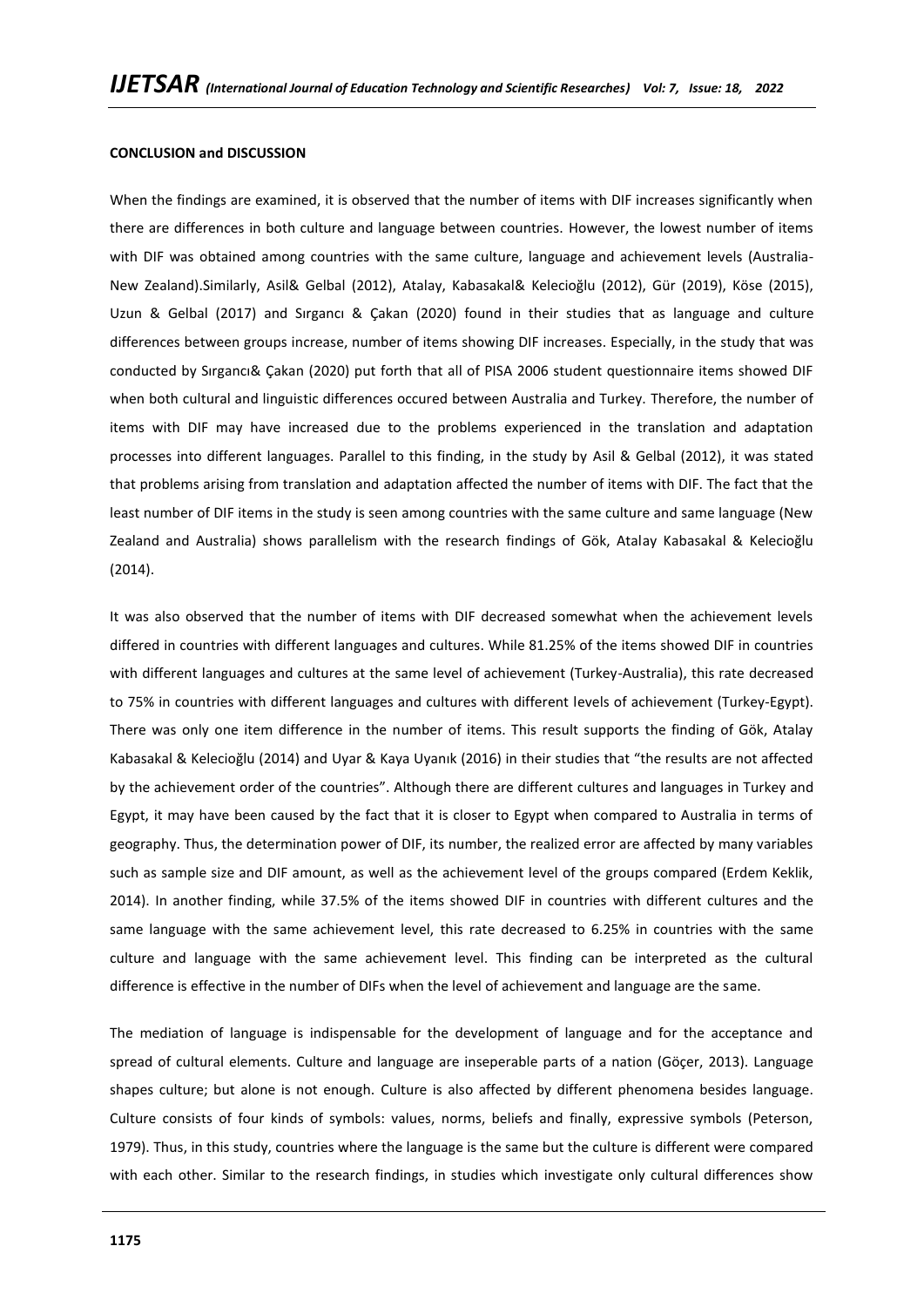**CONCLUSION and DISCUSSION**

When the findings are examined, it is observed that the number of items with DIF increases significantly when there are differences in both culture and language between countries. However, the lowest number of items with DIF was obtained among countries with the same culture, language and achievement levels (Australia-New Zealand).Similarly, Asil& Gelbal (2012), Atalay, Kabasakal& Kelecioğlu (2012), Gür (2019), Köse (2015), Uzun & Gelbal (2017) and Sırgancı & Çakan (2020) found in their studies that as language and culture differences between groups increase, number of items showing DIF increases. Especially, in the study that was conducted by Sırgancı& Çakan (2020) put forth that all of PISA 2006 student questionnaire items showed DIF when both cultural and linguistic differences occured between Australia and Turkey. Therefore, the number of items with DIF may have increased due to the problems experienced in the translation and adaptation processes into different languages. Parallel to this finding, in the study by Asil & Gelbal (2012), it was stated that problems arising from translation and adaptation affected the number of items with DIF. The fact that the least number of DIF items in the study is seen among countries with the same culture and same language (New Zealand and Australia) shows parallelism with the research findings of Gök, Atalay Kabasakal & Kelecioğlu (2014).

It was also observed that the number of items with DIF decreased somewhat when the achievement levels differed in countries with different languages and cultures. While 81.25% of the items showed DIF in countries with different languages and cultures at the same level of achievement (Turkey-Australia), this rate decreased to 75% in countries with different languages and cultures with different levels of achievement (Turkey-Egypt). There was only one item difference in the number of items. This result supports the finding of Gök, Atalay Kabasakal & Kelecioğlu (2014) and Uyar & Kaya Uyanık (2016) in their studies that "the results are not affected by the achievement order of the countries". Although there are different cultures and languages in Turkey and Egypt, it may have been caused by the fact that it is closer to Egypt when compared to Australia in terms of geography. Thus, the determination power of DIF, its number, the realized error are affected by many variables such as sample size and DIF amount, as well as the achievement level of the groups compared (Erdem Keklik, 2014). In another finding, while 37.5% of the items showed DIF in countries with different cultures and the same language with the same achievement level, this rate decreased to 6.25% in countries with the same culture and language with the same achievement level. This finding can be interpreted as the cultural difference is effective in the number of DIFs when the level of achievement and language are the same.

The mediation of language is indispensable for the development of language and for the acceptance and spread of cultural elements. Culture and language are inseperable parts of a nation (Göçer, 2013). Language shapes culture; but alone is not enough. Culture is also affected by different phenomena besides language. Culture consists of four kinds of symbols: values, norms, beliefs and finally, expressive symbols (Peterson, 1979). Thus, in this study, countries where the language is the same but the culture is different were compared with each other. Similar to the research findings, in studies which investigate only cultural differences show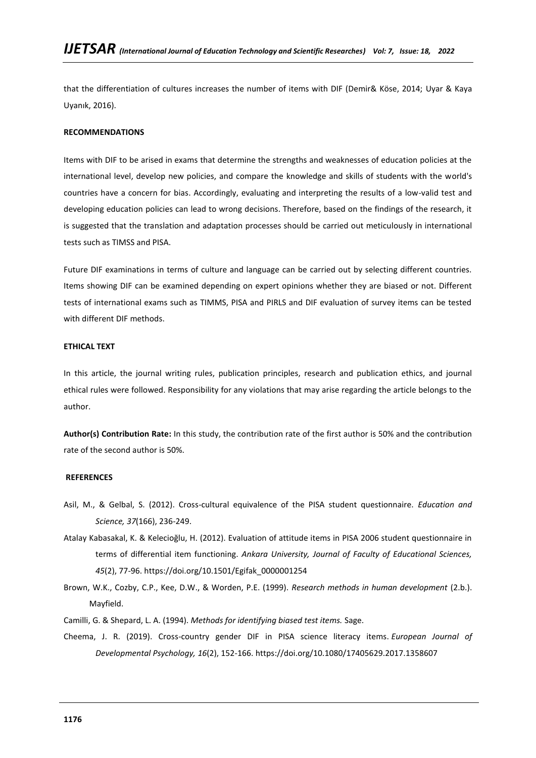that the differentiation of cultures increases the number of items with DIF (Demir& Köse, 2014; Uyar & Kaya Uyanık, 2016).

## RECOMMENDATIONS

Items with DIF to be arised in exams that determine the strengths and weaknesses of education policies at the international level, develop new policies, and compare the knowledge and skills of students with the world's countries have a concern for bias. Accordingly, evaluating and interpreting the results of a low-valid test and developing education policies can lead to wrong decisions. Therefore, based on the findings of the research, it is suggested that the translation and adaptation processes should be carried out meticulously in international tests such as TIMSS and PISA.

Future DIF examinations in terms of culture and language can be carried out by selecting different countries. Items showing DIF can be examined depending on expert opinions whether they are biased or not. Different tests of international exams such as TIMMS, PISA and PIRLS and DIF evaluation of survey items can be tested with different DIF methods.

## ETHICAL TEXT

In this article, the journal writing rules, publication principles, research and publication ethics, and journal ethical rules were followed. Responsibility for any violations that may arise regarding the article belongs to the author.

**Author(s) Contribution Rate:** In this study, the contribution rate of the first author is 50% and the contribution rate of the second author is 50%.

## REFERENCES

Asil, M., & Gelbal, S. (2012). Cross-cultural equivalence of the PISA student questionnaire. *Education and Science, 37*(166), 236-249.

Atalay Kabasakal, K. & Kelecioğlu, H. (2012). Evaluation of attitude items in PISA 2006 student questionnaire in terms of differential item functioning. *Ankara University, Journal of Faculty of Educational Sciences, 45*(2), 77-96. https://doi.org/10.1501/Egifak_0000001254

Brown, W.K., Cozby, C.P., Kee, D.W., & Worden, P.E. (1999). *Research methods in human development* (2.b.). Mayfield.

Camilli, G. & Shepard, L. A. (1994). *Methods for identifying biased test items.* Sage.

Cheema, J. R. (2019). Cross-country gender DIF in PISA science literacy items. *European Journal of Developmental Psychology, 16*(2), 152-166. https://doi.org/10.1080/17405629.2017.1358607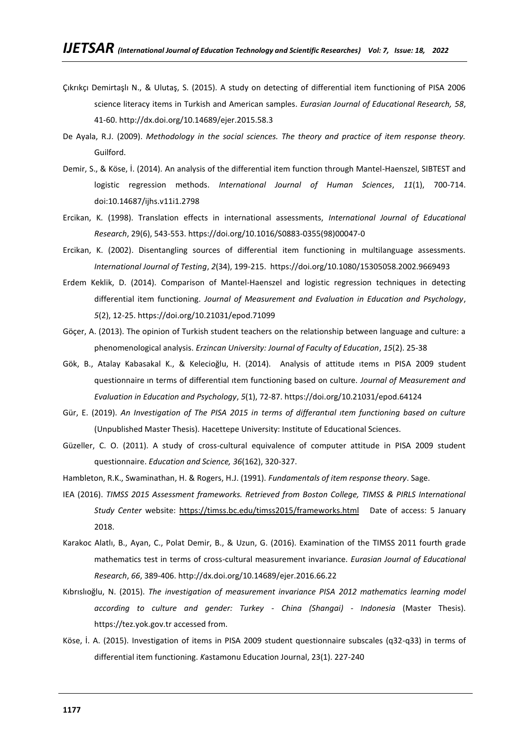Çıkrıkçı Demirtaşlı N., & Ulutaş, S. (2015). A study on detecting of differential item functioning of PISA 2006 science literacy items in Turkish and American samples. *Eurasian Journal of Educational Research, 58*, 41-60. http://dx.doi.org/10.14689/ejer.2015.58.3

De Ayala, R.J. (2009). *Methodology in the social sciences. The theory and practice of item response theory.* Guilford.

Demir, S., & Köse, İ. (2014). An analysis of the differential item function through Mantel-Haenszel, SIBTEST and logistic regression methods. *International Journal of Human Sciences*, *11*(1), 700-714. doi:10.14687/ijhs.v11i1.2798

Ercikan, K. (1998). Translation effects in international assessments, *International Journal of Educational Research*, 29(6), 543-553. https://doi.org/10.1016/S0883-0355(98)00047-0

Ercikan, K. (2002). Disentangling sources of differential item functioning in multilanguage assessments. *International Journal of Testing*, *2*(34), 199-215. https://doi.org/10.1080/15305058.2002.9669493

Erdem Keklik, D. (2014). Comparison of Mantel-Haenszel and logistic regression techniques in detecting differential item functioning. *Journal of Measurement and Evaluation in Education and Psychology*, *5*(2), 12-25. https://doi.org/10.21031/epod.71099

Göçer, A. (2013). The opinion of Turkish student teachers on the relationship between language and culture: a phenomenological analysis. *Erzincan University: Journal of Faculty of Education*, *15*(2). 25-38

Gök, B., Atalay Kabasakal K., & Kelecioğlu, H. (2014). Analysis of attitude ıtems ın PISA 2009 student questionnaire ın terms of differential ıtem functioning based on culture. *Journal of Measurement and Evaluation in Education and Psychology*, *5*(1), 72-87. https://doi.org/10.21031/epod.64124

Gür, E. (2019). *An Investigation of The PISA 2015 in terms of differantıal ıtem functioning based on culture* (Unpublished Master Thesis). Hacettepe University: Institute of Educational Sciences.

Güzeller, C. O. (2011). A study of cross-cultural equivalence of computer attitude in PISA 2009 student questionnaire. *Education and Science, 36*(162), 320-327.

Hambleton, R.K., Swaminathan, H. & Rogers, H.J. (1991). *Fundamentals of item response theory*. Sage.

IEA (2016). *TIMSS 2015 Assessment frameworks. Retrieved from Boston College, TIMSS & PIRLS International Study Center* website: https://timss.bc.edu/timss2015/frameworks.html Date of access: 5 January 2018.

Karakoc Alatlı, B., Ayan, C., Polat Demir, B., & Uzun, G. (2016). Examination of the TIMSS 2011 fourth grade mathematics test in terms of cross-cultural measurement invariance. *Eurasian Journal of Educational Research*, *66*, 389-406. http://dx.doi.org/10.14689/ejer.2016.66.22

Kıbrıslıoğlu, N. (2015). *The investigation of measurement invariance PISA 2012 mathematics learning model according to culture and gender: Turkey - China (Shangai) - Indonesia* (Master Thesis). https://tez.yok.gov.tr accessed from.

Köse, İ. A. (2015). Investigation of items in PISA 2009 student questionnaire subscales (q32-q33) in terms of differential item functioning. *K*astamonu Education Journal, 23(1). 227-240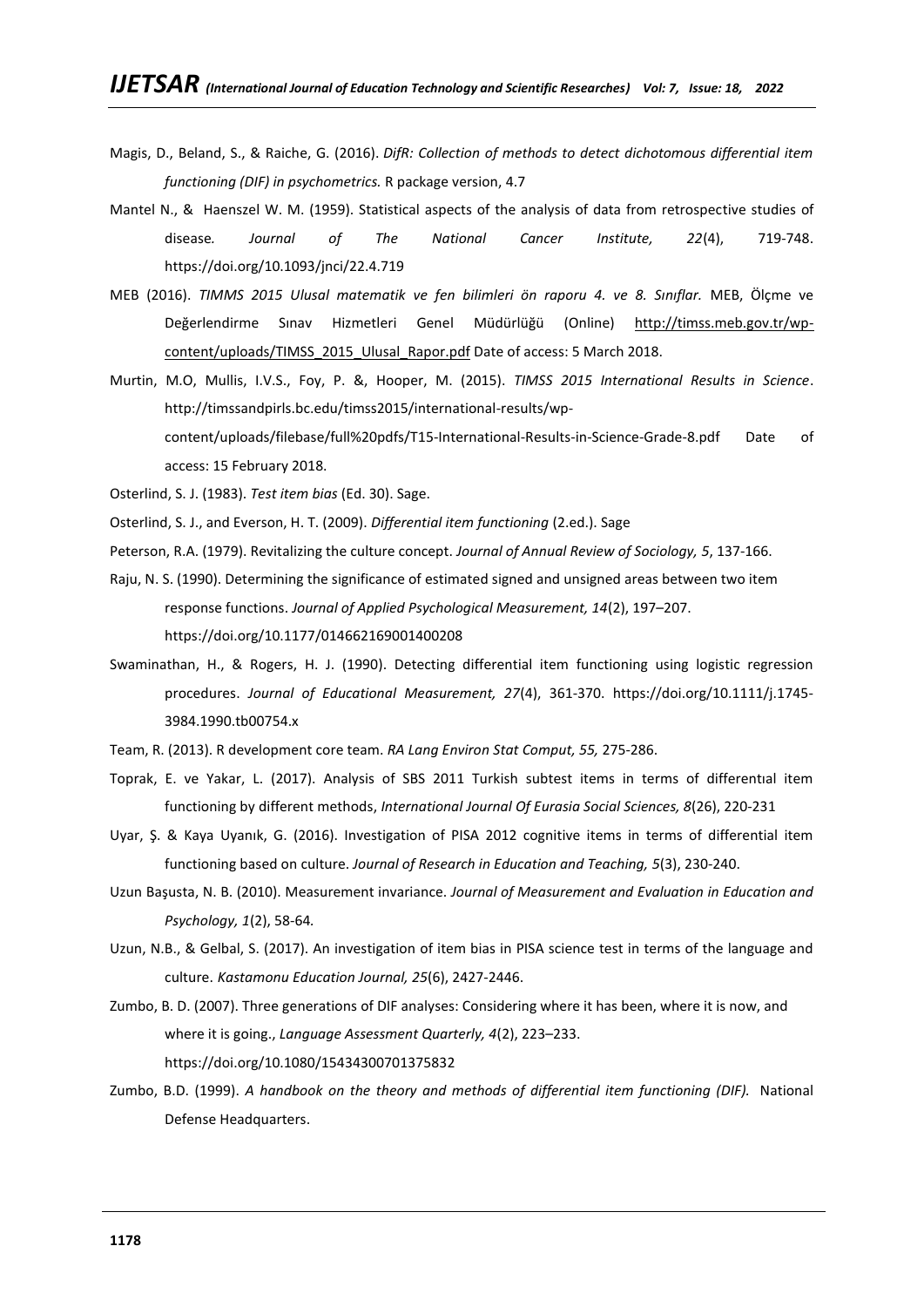Magis, D., Beland, S., & Raiche, G. (2016). *DifR: Collection of methods to detect dichotomous differential item functioning (DIF) in psychometrics.* R package version, 4.7

Mantel N., & Haenszel W. M. (1959). Statistical aspects of the analysis of data from retrospective studies of disease. *Journal of The National Cancer Institute, 22*(4), 719-748. https://doi.org/10.1093/jnci/22.4.719

MEB (2016). *TIMMS 2015 Ulusal matematik ve fen bilimleri ön raporu 4. ve 8. Sınıflar.* MEB, Ölçme ve Değerlendirme Sınav Hizmetleri Genel Müdürlüğü (Online) http://timss.meb.gov.tr/wp-content/uploads/TIMSS_2015_Ulusal_Rapor.pdf Date of access: 5 March 2018.

Murtin, M.O, Mullis, I.V.S., Foy, P. &, Hooper, M. (2015). *TIMSS 2015 International Results in Science*. http://timssandpirls.bc.edu/timss2015/international-results/wp-content/uploads/filebase/full%20pdfs/T15-International-Results-in-Science-Grade-8.pdf Date of access: 15 February 2018.

Osterlind, S. J. (1983). *Test item bias* (Ed. 30). Sage.

Osterlind, S. J., and Everson, H. T. (2009). *Differential item functioning* (2.ed.). Sage

Peterson, R.A. (1979). Revitalizing the culture concept. *Journal of Annual Review of Sociology, 5*, 137-166.

Raju, N. S. (1990). Determining the significance of estimated signed and unsigned areas between two item response functions. *Journal of Applied Psychological Measurement, 14*(2), 197–207. https://doi.org/10.1177/014662169001400208

Swaminathan, H., & Rogers, H. J. (1990). Detecting differential item functioning using logistic regression procedures. *Journal of Educational Measurement, 27*(4), 361-370. https://doi.org/10.1111/j.1745-3984.1990.tb00754.x

Team, R. (2013). R development core team. *RA Lang Environ Stat Comput, 55,* 275-286.

Toprak, E. ve Yakar, L. (2017). Analysis of SBS 2011 Turkish subtest items in terms of differentıal item functioning by different methods, *International Journal Of Eurasia Social Sciences, 8*(26), 220-231

Uyar, Ş. & Kaya Uyanık, G. (2016). Investigation of PISA 2012 cognitive items in terms of differential item functioning based on culture. *Journal of Research in Education and Teaching, 5*(3), 230-240.

Uzun Başusta, N. B. (2010). Measurement invariance. *Journal of Measurement and Evaluation in Education and Psychology, 1*(2), 58-64.

Uzun, N.B., & Gelbal, S. (2017). An investigation of item bias in PISA science test in terms of the language and culture. *Kastamonu Education Journal, 25*(6), 2427-2446.

Zumbo, B. D. (2007). Three generations of DIF analyses: Considering where it has been, where it is now, and where it is going., *Language Assessment Quarterly, 4*(2), 223–233. https://doi.org/10.1080/15434300701375832

Zumbo, B.D. (1999). *A handbook on the theory and methods of differential item functioning (DIF).* National Defense Headquarters.